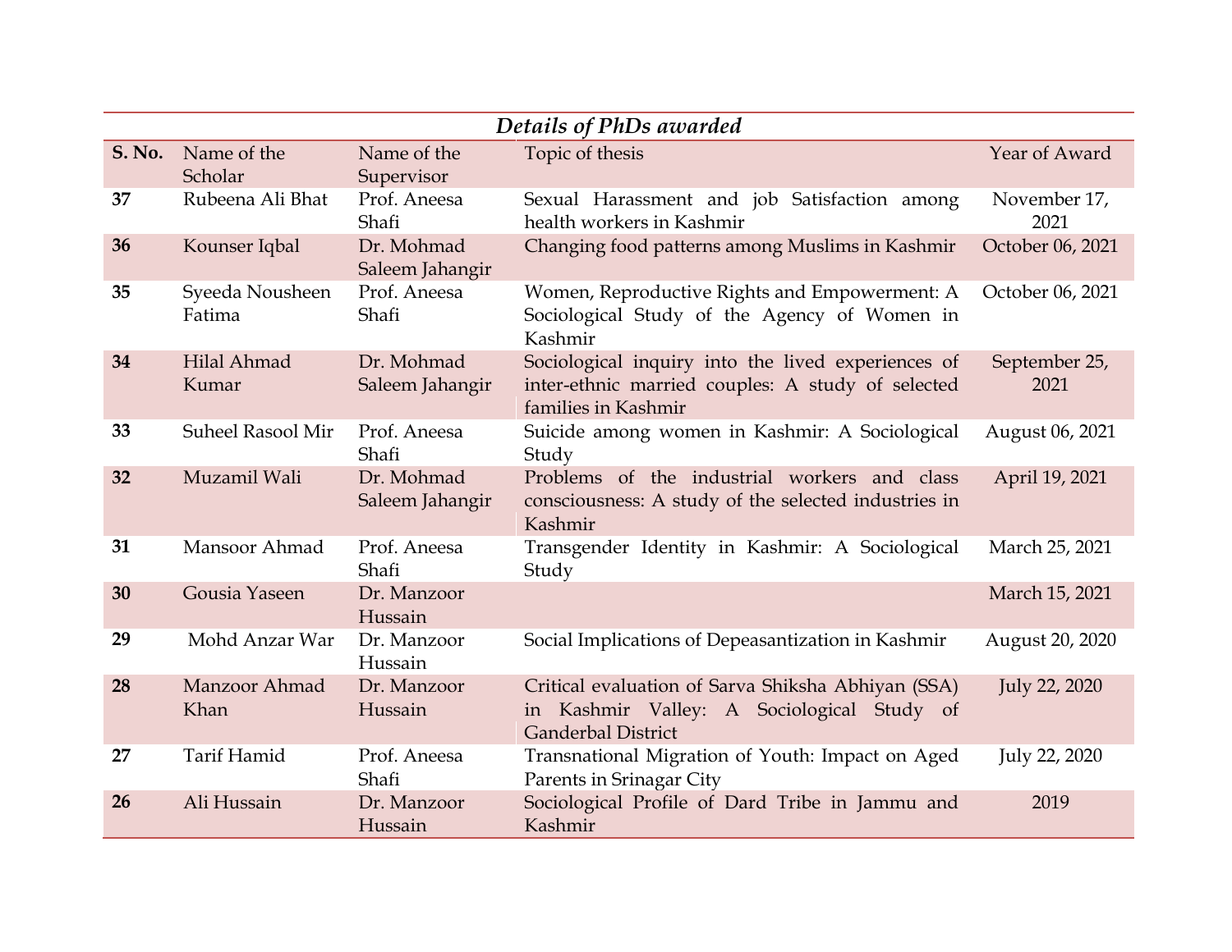*Details of PhDs awarded*

| S. No. | Name of the Scholar | Name of the Supervisor | Topic of thesis | Year of Award |
|---|---|---|---|---|
| **37** | Rubeena Ali Bhat | Prof. Aneesa Shafi | Sexual Harassment and job Satisfaction among health workers in Kashmir | November 17, 2021 |
| **36** | Kounser Iqbal | Dr. Mohmad Saleem Jahangir | Changing food patterns among Muslims in Kashmir | October 06, 2021 |
| **35** | Syeeda Nousheen Fatima | Prof. Aneesa Shafi | Women, Reproductive Rights and Empowerment: A Sociological Study of the Agency of Women in Kashmir | October 06, 2021 |
| **34** | Hilal Ahmad Kumar | Dr. Mohmad Saleem Jahangir | Sociological inquiry into the lived experiences of inter-ethnic married couples: A study of selected families in Kashmir | September 25, 2021 |
| **33** | Suheel Rasool Mir | Prof. Aneesa Shafi | Suicide among women in Kashmir: A Sociological Study | August 06, 2021 |
| **32** | Muzamil Wali | Dr. Mohmad Saleem Jahangir | Problems of the industrial workers and class consciousness: A study of the selected industries in Kashmir | April 19, 2021 |
| **31** | Mansoor Ahmad | Prof. Aneesa Shafi | Transgender Identity in Kashmir: A Sociological Study | March 25, 2021 |
| **30** | Gousia Yaseen | Dr. Manzoor Hussain | | March 15, 2021 |
| **29** | Mohd Anzar War | Dr. Manzoor Hussain | Social Implications of Depeasantization in Kashmir | August 20, 2020 |
| **28** | Manzoor Ahmad Khan | Dr. Manzoor Hussain | Critical evaluation of Sarva Shiksha Abhiyan (SSA) in Kashmir Valley: A Sociological Study of Ganderbal District | July 22, 2020 |
| **27** | Tarif Hamid | Prof. Aneesa Shafi | Transnational Migration of Youth: Impact on Aged Parents in Srinagar City | July 22, 2020 |
| **26** | Ali Hussain | Dr. Manzoor Hussain | Sociological Profile of Dard Tribe in Jammu and Kashmir | 2019 |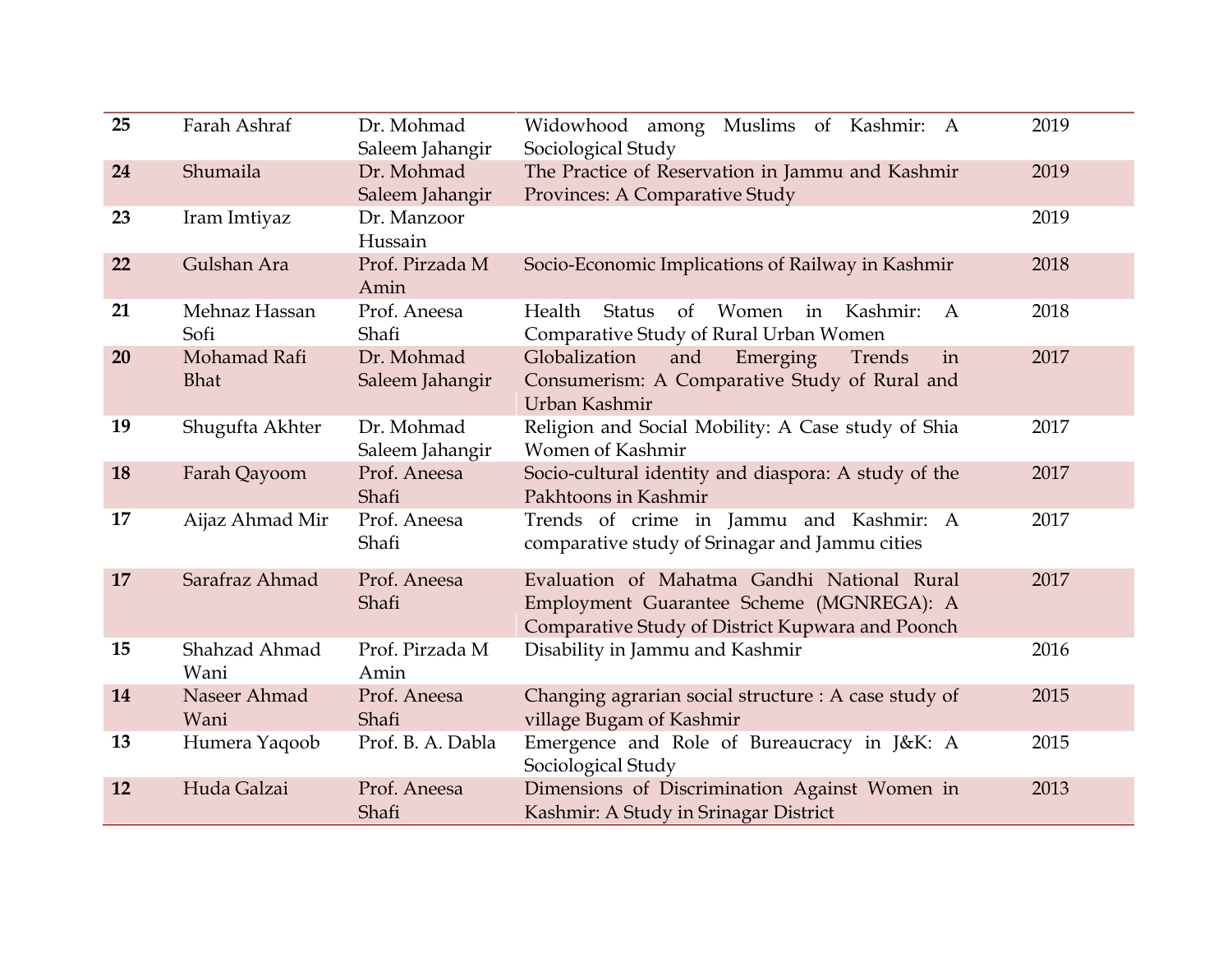| **25** | Farah Ashraf | Dr. Mohmad Saleem Jahangir | Widowhood among Muslims of Kashmir: A Sociological Study | 2019 |
|---|---|---|---|---|
| **24** | Shumaila | Dr. Mohmad Saleem Jahangir | The Practice of Reservation in Jammu and Kashmir Provinces: A Comparative Study | 2019 |
| **23** | Iram Imtiyaz | Dr. Manzoor Hussain | | 2019 |
| **22** | Gulshan Ara | Prof. Pirzada M Amin | Socio-Economic Implications of Railway in Kashmir | 2018 |
| **21** | Mehnaz Hassan Sofi | Prof. Aneesa Shafi | Health Status of Women in Kashmir: A Comparative Study of Rural Urban Women | 2018 |
| **20** | Mohamad Rafi Bhat | Dr. Mohmad Saleem Jahangir | Globalization and Emerging Trends in Consumerism: A Comparative Study of Rural and Urban Kashmir | 2017 |
| **19** | Shugufta Akhter | Dr. Mohmad Saleem Jahangir | Religion and Social Mobility: A Case study of Shia Women of Kashmir | 2017 |
| **18** | Farah Qayoom | Prof. Aneesa Shafi | Socio-cultural identity and diaspora: A study of the Pakhtoons in Kashmir | 2017 |
| **17** | Aijaz Ahmad Mir | Prof. Aneesa Shafi | Trends of crime in Jammu and Kashmir: A comparative study of Srinagar and Jammu cities | 2017 |
| **17** | Sarafraz Ahmad | Prof. Aneesa Shafi | Evaluation of Mahatma Gandhi National Rural Employment Guarantee Scheme (MGNREGA): A Comparative Study of District Kupwara and Poonch | 2017 |
| **15** | Shahzad Ahmad Wani | Prof. Pirzada M Amin | Disability in Jammu and Kashmir | 2016 |
| **14** | Naseer Ahmad Wani | Prof. Aneesa Shafi | Changing agrarian social structure : A case study of village Bugam of Kashmir | 2015 |
| **13** | Humera Yaqoob | Prof. B. A. Dabla | Emergence and Role of Bureaucracy in J&K: A Sociological Study | 2015 |
| **12** | Huda Galzai | Prof. Aneesa Shafi | Dimensions of Discrimination Against Women in Kashmir: A Study in Srinagar District | 2013 |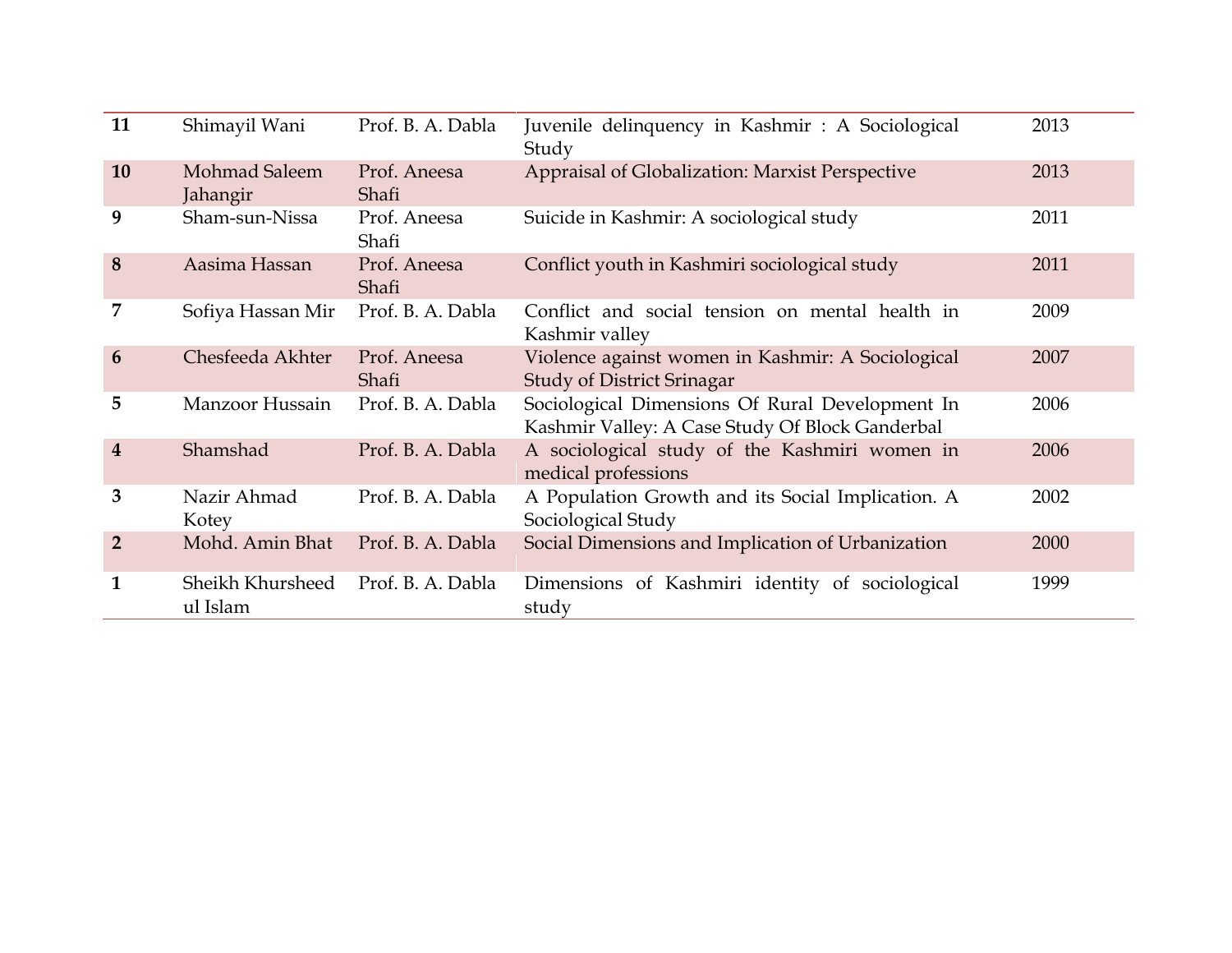| | | | | |
|---|---|---|---|---|
| **11** | Shimayil Wani | Prof. B. A. Dabla | Juvenile delinquency in Kashmir : A Sociological Study | 2013 |
| **10** | Mohmad Saleem Jahangir | Prof. Aneesa Shafi | Appraisal of Globalization: Marxist Perspective | 2013 |
| **9** | Sham-sun-Nissa | Prof. Aneesa Shafi | Suicide in Kashmir: A sociological study | 2011 |
| **8** | Aasima Hassan | Prof. Aneesa Shafi | Conflict youth in Kashmiri sociological study | 2011 |
| **7** | Sofiya Hassan Mir | Prof. B. A. Dabla | Conflict and social tension on mental health in Kashmir valley | 2009 |
| **6** | Chesfeeda Akhter | Prof. Aneesa Shafi | Violence against women in Kashmir: A Sociological Study of District Srinagar | 2007 |
| **5** | Manzoor Hussain | Prof. B. A. Dabla | Sociological Dimensions Of Rural Development In Kashmir Valley: A Case Study Of Block Ganderbal | 2006 |
| **4** | Shamshad | Prof. B. A. Dabla | A sociological study of the Kashmiri women in medical professions | 2006 |
| **3** | Nazir Ahmad Kotey | Prof. B. A. Dabla | A Population Growth and its Social Implication. A Sociological Study | 2002 |
| **2** | Mohd. Amin Bhat | Prof. B. A. Dabla | Social Dimensions and Implication of Urbanization | 2000 |
| **1** | Sheikh Khursheed ul Islam | Prof. B. A. Dabla | Dimensions of Kashmiri identity of sociological study | 1999 |